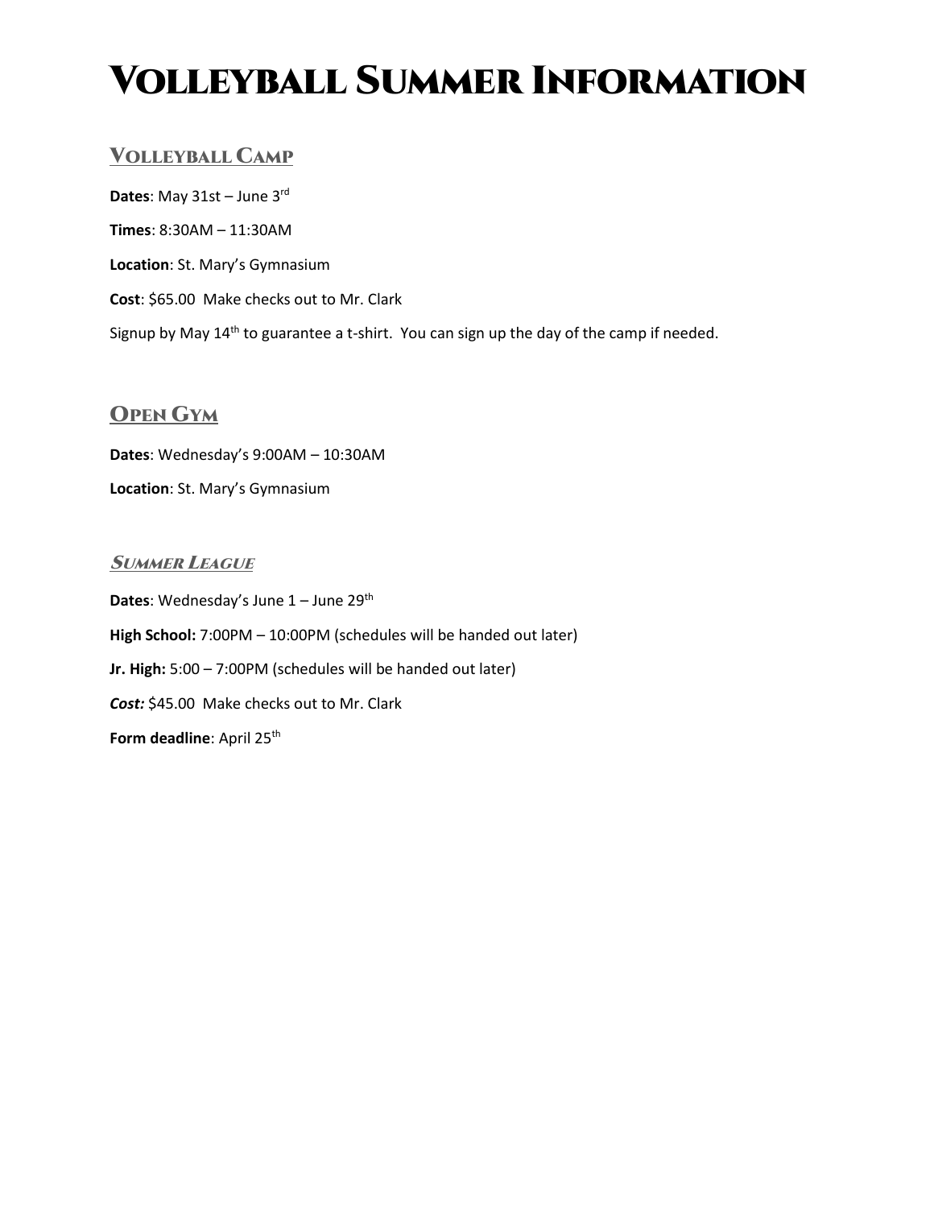# Volleyball Summer Information

## Volleyball Camp

**Dates**: May 31st – June 3rd

**Times**: 8:30AM – 11:30AM

**Location**: St. Mary's Gymnasium

**Cost**: $65.00  Make checks out to Mr. Clark

Signup by May 14th to guarantee a t-shirt.  You can sign up the day of the camp if needed.

## Open Gym

**Dates**: Wednesday's 9:00AM – 10:30AM

**Location**: St. Mary's Gymnasium

## *Summer League*

**Dates**: Wednesday's June 1 – June 29th

**High School:** 7:00PM – 10:00PM (schedules will be handed out later)

**Jr. High:** 5:00 – 7:00PM (schedules will be handed out later)

***Cost:*** $45.00  Make checks out to Mr. Clark

**Form deadline**: April 25th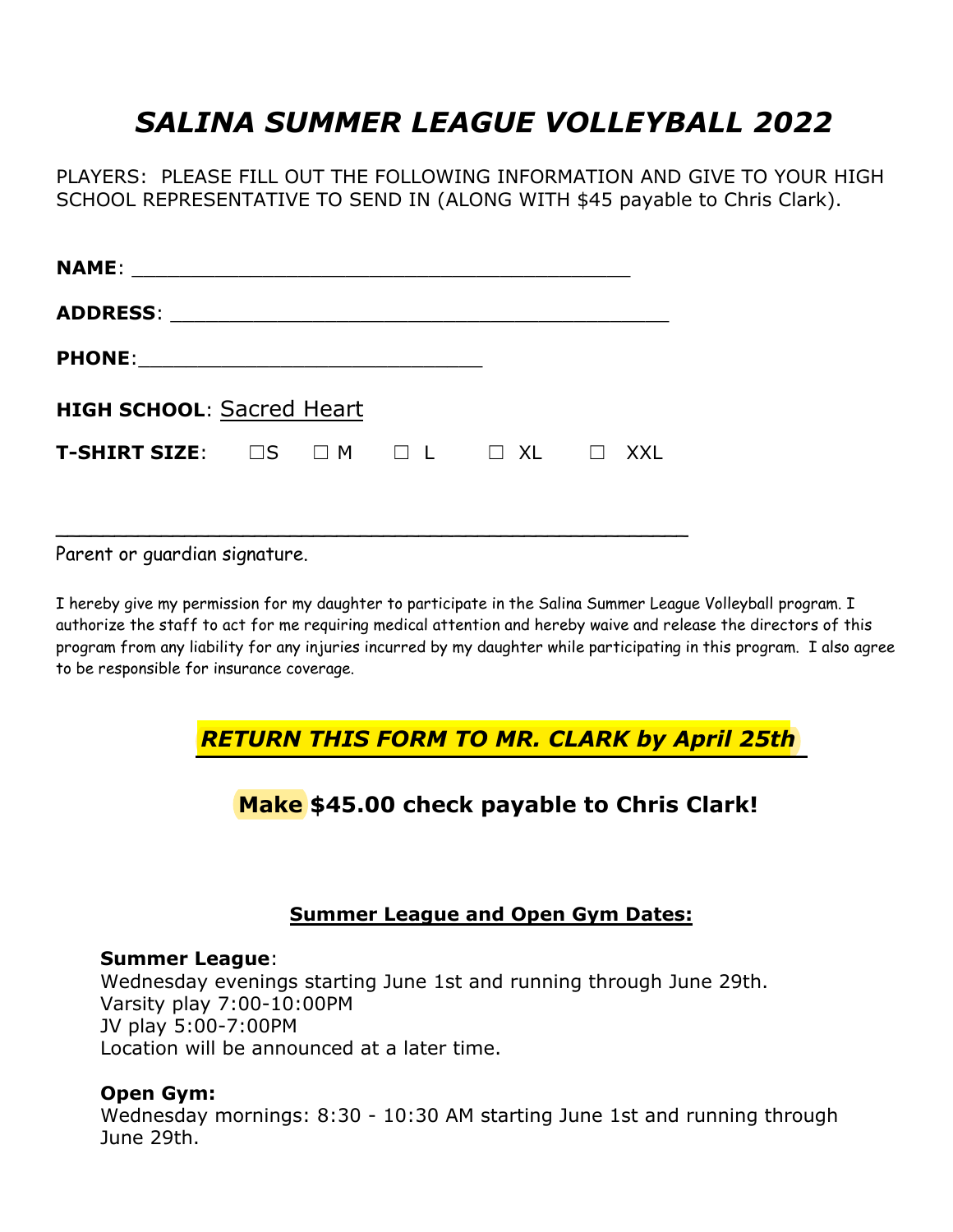# *SALINA SUMMER LEAGUE VOLLEYBALL 2022*

PLAYERS: PLEASE FILL OUT THE FOLLOWING INFORMATION AND GIVE TO YOUR HIGH SCHOOL REPRESENTATIVE TO SEND IN (ALONG WITH $45 payable to Chris Clark).

**NAME**: ________________________________________

**ADDRESS**: ________________________________________

**PHONE**:____________________________

**HIGH SCHOOL**: Sacred Heart

**T-SHIRT SIZE**: ☐S ☐ M ☐ L ☐ XL ☐ XXL

_______________________________________________

Parent or guardian signature.

I hereby give my permission for my daughter to participate in the Salina Summer League Volleyball program. I authorize the staff to act for me requiring medical attention and hereby waive and release the directors of this program from any liability for any injuries incurred by my daughter while participating in this program. I also agree to be responsible for insurance coverage.

***RETURN THIS FORM TO MR. CLARK by April 25th***

**Make $45.00 check payable to Chris Clark!**

**Summer League and Open Gym Dates:**

**Summer League**:
Wednesday evenings starting June 1st and running through June 29th.
Varsity play 7:00-10:00PM
JV play 5:00-7:00PM
Location will be announced at a later time.

**Open Gym:**
Wednesday mornings: 8:30 - 10:30 AM starting June 1st and running through June 29th.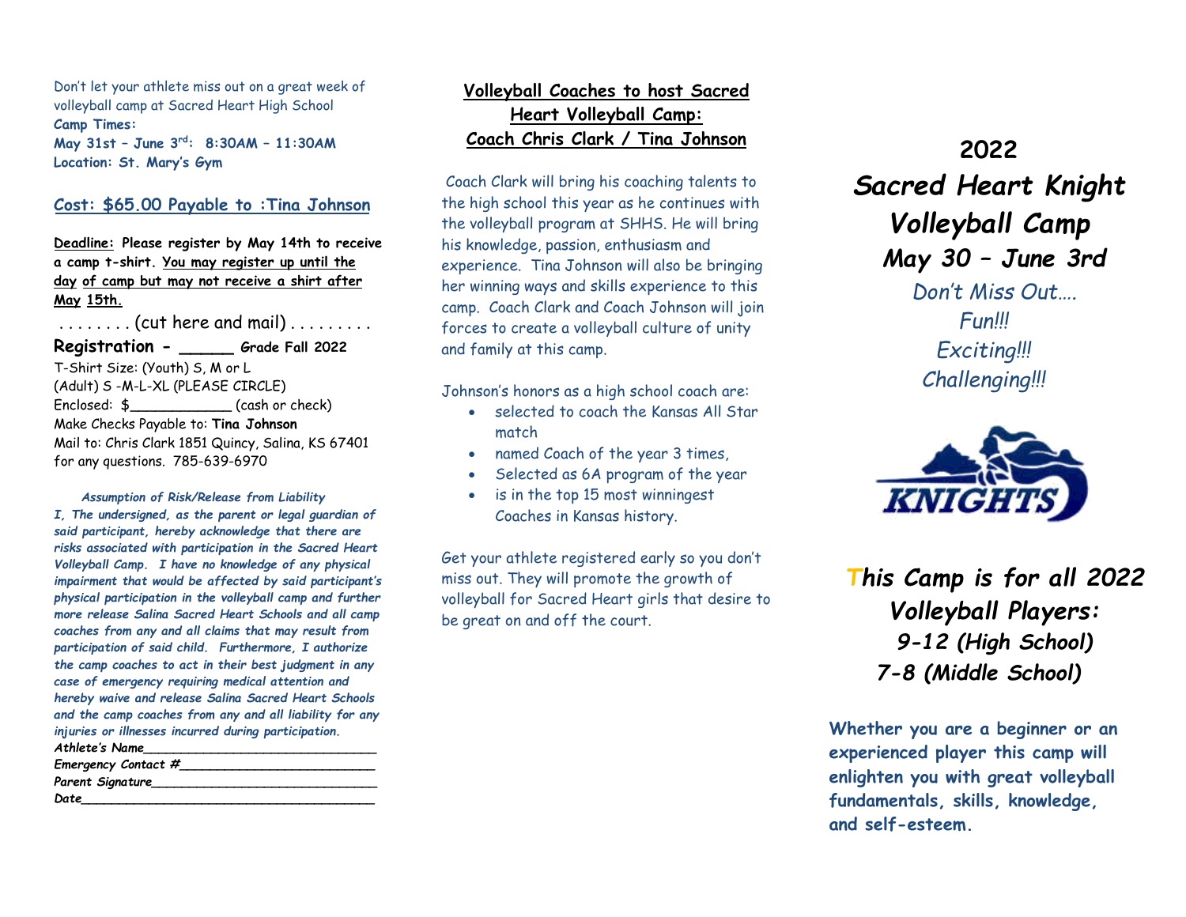Don't let your athlete miss out on a great week of volleyball camp at Sacred Heart High School

**Camp Times:**

**May 31st – June 3rd: 8:30AM – 11:30AM**

**Location: St. Mary's Gym**

## Cost: $65.00 Payable to :Tina Johnson

**Deadline:** **Please register by May 14th to receive a camp t-shirt.** **You may register up until the day of camp but may not receive a shirt after May 15th.**

. . . . . . . . (cut here and mail) . . . . . . . . .

**Registration - ______ Grade Fall 2022**

T-Shirt Size: (Youth) S, M or L

(Adult) S -M-L-XL (PLEASE CIRCLE)

Enclosed: $____________ (cash or check)

Make Checks Payable to: **Tina Johnson**

Mail to: Chris Clark 1851 Quincy, Salina, KS 67401 for any questions. 785-639-6970

***Assumption of Risk/Release from Liability***

***I, The undersigned, as the parent or legal guardian of said participant, hereby acknowledge that there are risks associated with participation in the Sacred Heart Volleyball Camp. I have no knowledge of any physical impairment that would be affected by said participant's physical participation in the volleyball camp and further more release Salina Sacred Heart Schools and all camp coaches from any and all claims that may result from participation of said child. Furthermore, I authorize the camp coaches to act in their best judgment in any case of emergency requiring medical attention and hereby waive and release Salina Sacred Heart Schools and the camp coaches from any and all liability for any injuries or illnesses incurred during participation.***

*Athlete's Name*________________________________

*Emergency Contact #*__________________________

*Parent Signature*______________________________

*Date*________________________________________

## Volleyball Coaches to host Sacred Heart Volleyball Camp: Coach Chris Clark / Tina Johnson

Coach Clark will bring his coaching talents to the high school this year as he continues with the volleyball program at SHHS. He will bring his knowledge, passion, enthusiasm and experience. Tina Johnson will also be bringing her winning ways and skills experience to this camp. Coach Clark and Coach Johnson will join forces to create a volleyball culture of unity and family at this camp.

Johnson's honors as a high school coach are:

- selected to coach the Kansas All Star match
- named Coach of the year 3 times,
- Selected as 6A program of the year
- is in the top 15 most winningest Coaches in Kansas history.

Get your athlete registered early so you don't miss out. They will promote the growth of volleyball for Sacred Heart girls that desire to be great on and off the court.

# 2022
# *Sacred Heart Knight Volleyball Camp*
## *May 30 – June 3rd*

*Don't Miss Out….*

*Fun!!!*

*Exciting!!!*

*Challenging!!!*

KNIGHTS

### *This Camp is for all 2022 Volleyball Players:*
### *9-12 (High School)*
### *7-8 (Middle School)*

**Whether you are a beginner or an experienced player this camp will enlighten you with great volleyball fundamentals, skills, knowledge, and self-esteem.**